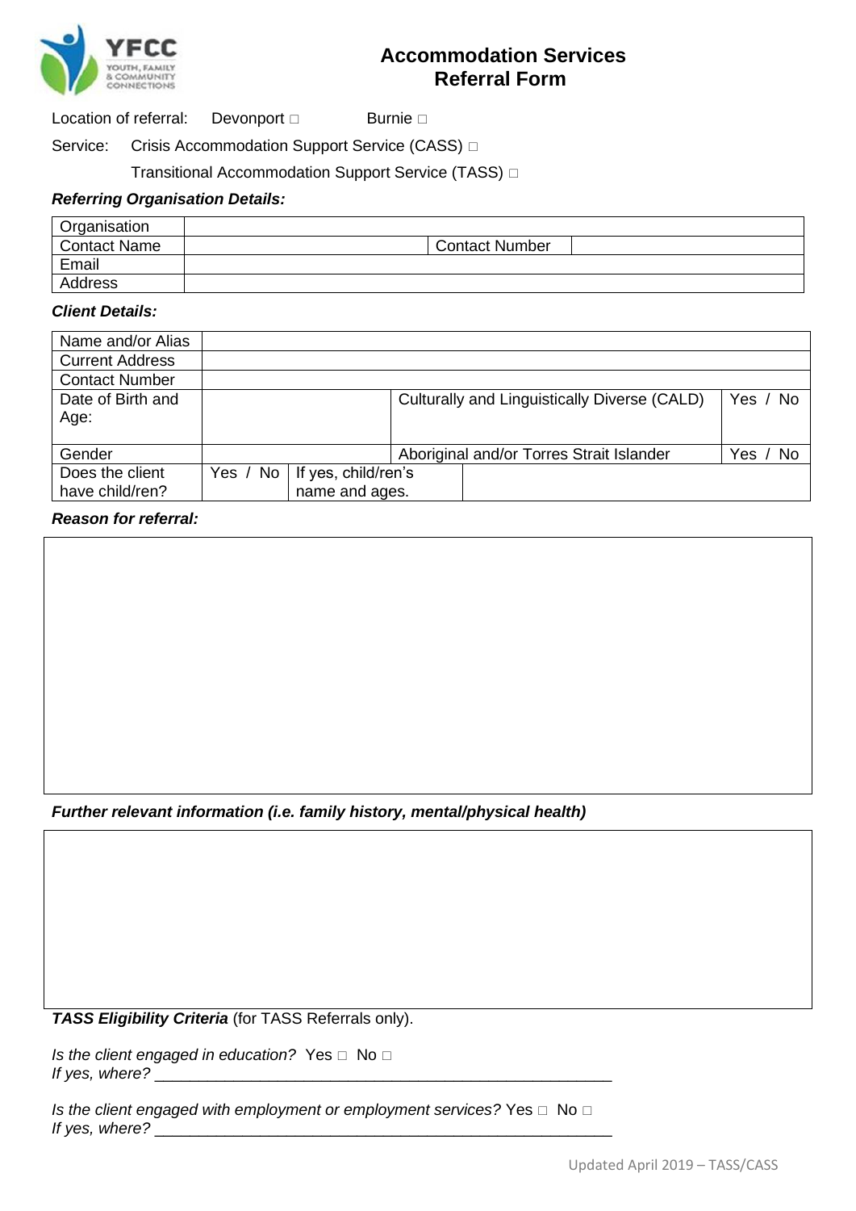# Accommodation Services Referral Form

Location of referral: Devonport □ Burnie □

Service: Crisis Accommodation Support Service (CASS) □

Transitional Accommodation Support Service (TASS) □

***Referring Organisation Details:***

| Organisation | | | |
|---|---|---|---|
| Contact Name | | Contact Number | |
| Email | | | |
| Address | | | |

***Client Details:***

| Name and/or Alias | | | | |
|---|---|---|---|---|
| Current Address | | | | |
| Contact Number | | | | |
| Date of Birth and Age: | | | Culturally and Linguistically Diverse (CALD) | Yes / No |
| Gender | | | Aboriginal and/or Torres Strait Islander | Yes / No |
| Does the client have child/ren? | Yes / No | If yes, child/ren's name and ages. | | |

***Reason for referral:***

***Further relevant information (i.e. family history, mental/physical health)***

***TASS Eligibility Criteria*** (for TASS Referrals only).

*Is the client engaged in education?* Yes □ No □
*If yes, where?* ______________________________________________________

*Is the client engaged with employment or employment services?* Yes □ No □
*If yes, where?* ______________________________________________________

Updated April 2019 – TASS/CASS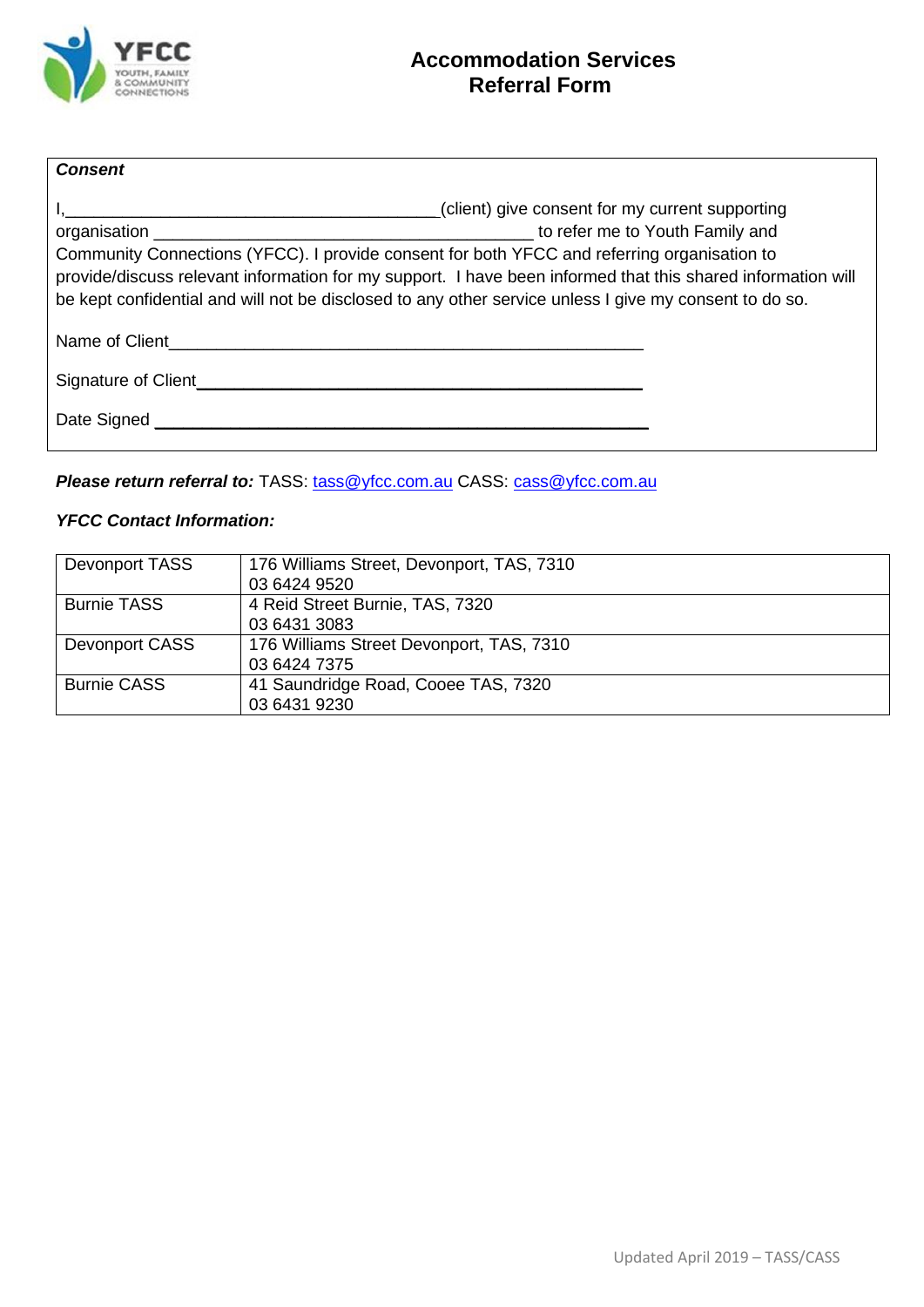# Accommodation Services Referral Form

***Consent***

I,\_\_\_\_\_\_\_\_\_\_\_\_\_\_\_\_\_\_\_\_\_\_\_\_\_\_\_\_\_\_\_\_\_\_\_\_\_\_\_\_(client) give consent for my current supporting organisation \_\_\_\_\_\_\_\_\_\_\_\_\_\_\_\_\_\_\_\_\_\_\_\_\_\_\_\_\_\_\_\_\_\_\_\_\_\_\_\_ to refer me to Youth Family and Community Connections (YFCC). I provide consent for both YFCC and referring organisation to provide/discuss relevant information for my support. I have been informed that this shared information will be kept confidential and will not be disclosed to any other service unless I give my consent to do so.

Name of Client\_\_\_\_\_\_\_\_\_\_\_\_\_\_\_\_\_\_\_\_\_\_\_\_\_\_\_\_\_\_\_\_\_\_\_\_\_\_\_\_\_\_\_\_\_\_\_\_\_\_

Signature of Client\_\_\_\_\_\_\_\_\_\_\_\_\_\_\_\_\_\_\_\_\_\_\_\_\_\_\_\_\_\_\_\_\_\_\_\_\_\_\_\_\_\_\_\_\_

Date Signed \_\_\_\_\_\_\_\_\_\_\_\_\_\_\_\_\_\_\_\_\_\_\_\_\_\_\_\_\_\_\_\_\_\_\_\_\_\_\_\_\_\_\_\_\_\_\_\_\_\_

***Please return referral to:*** TASS: tass@yfcc.com.au CASS: cass@yfcc.com.au

***YFCC Contact Information:***

| | |
|---|---|
| Devonport TASS | 176 Williams Street, Devonport, TAS, 7310<br>03 6424 9520 |
| Burnie TASS | 4 Reid Street Burnie, TAS, 7320<br>03 6431 3083 |
| Devonport CASS | 176 Williams Street Devonport, TAS, 7310<br>03 6424 7375 |
| Burnie CASS | 41 Saundridge Road, Cooee TAS, 7320<br>03 6431 9230 |

Updated April 2019 – TASS/CASS